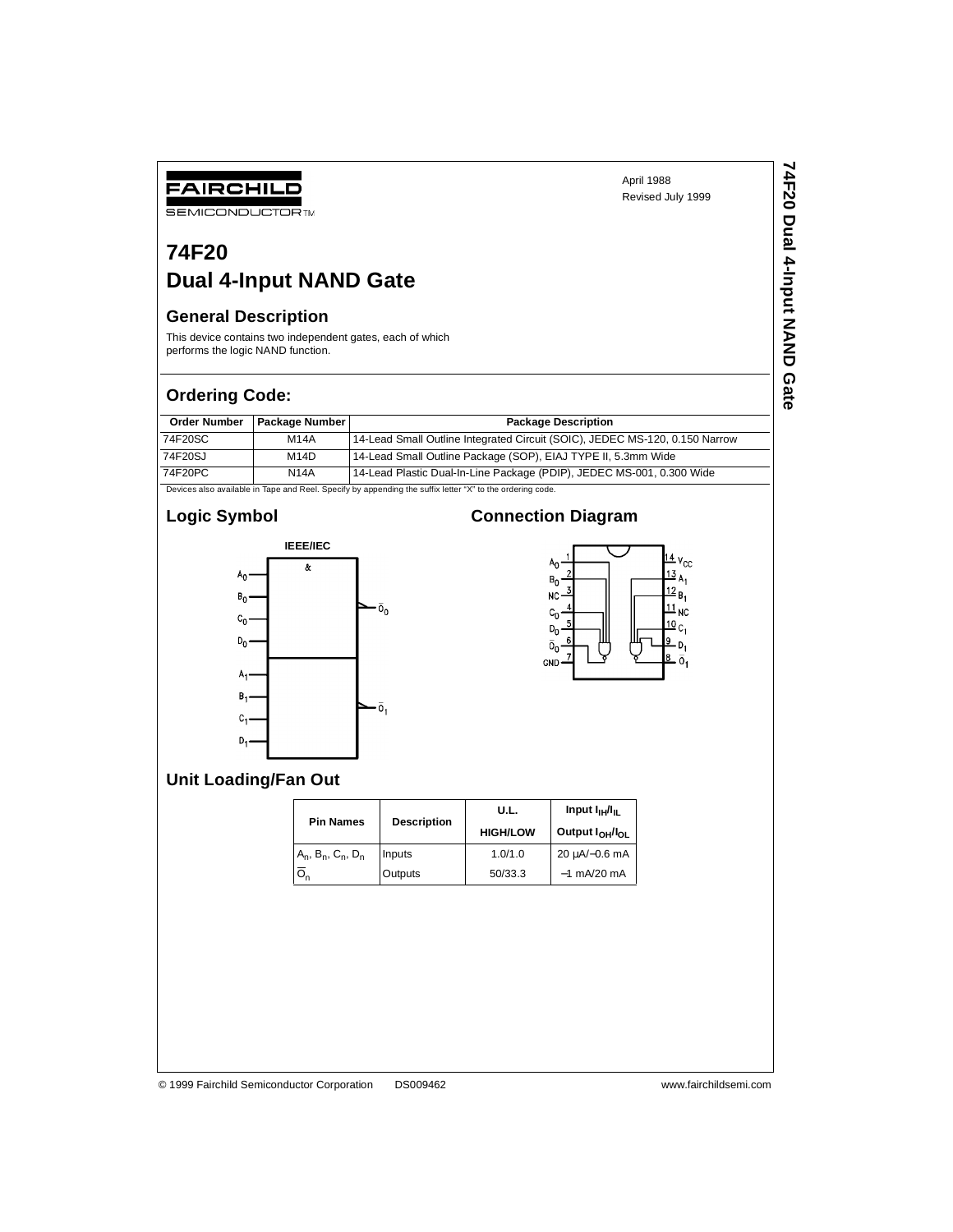FAIRCHILD SEMICONDUCTOR™

April 1988
Revised July 1999

# 74F20
# Dual 4-Input NAND Gate

## General Description

This device contains two independent gates, each of which performs the logic NAND function.

## Ordering Code:

| Order Number | Package Number | Package Description |
|---|---|---|
| 74F20SC | M14A | 14-Lead Small Outline Integrated Circuit (SOIC), JEDEC MS-120, 0.150 Narrow |
| 74F20SJ | M14D | 14-Lead Small Outline Package (SOP), EIAJ TYPE II, 5.3mm Wide |
| 74F20PC | N14A | 14-Lead Plastic Dual-In-Line Package (PDIP), JEDEC MS-001, 0.300 Wide |

Devices also available in Tape and Reel. Specify by appending the suffix letter "X" to the ordering code.

## Logic Symbol

IEEE/IEC

## Connection Diagram

## Unit Loading/Fan Out

| Pin Names | Description | U.L. HIGH/LOW | Input $I_{IH}/I_{IL}$ Output $I_{OH}/I_{OL}$ |
|---|---|---|---|
| $A_n$, $B_n$, $C_n$, $D_n$ | Inputs | 1.0/1.0 | 20 µA/−0.6 mA |
| $\overline{O}_n$ | Outputs | 50/33.3 | −1 mA/20 mA |

© 1999 Fairchild Semiconductor Corporation DS009462 www.fairchildsemi.com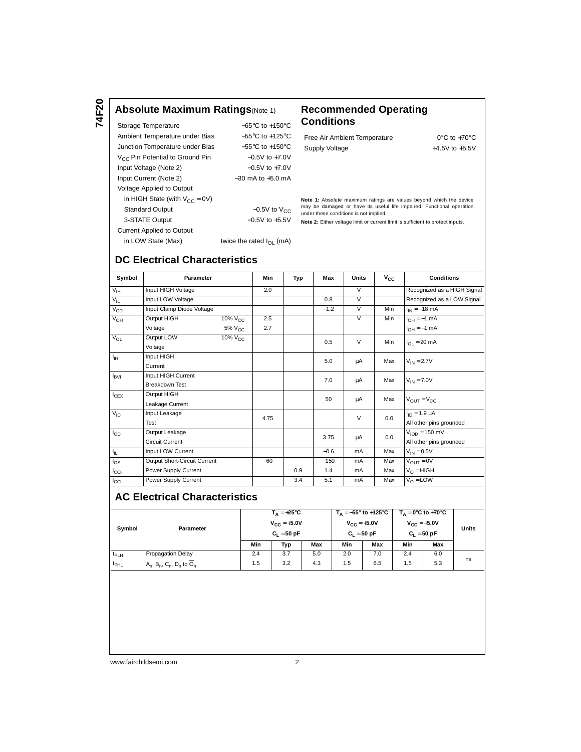## Absolute Maximum Ratings (Note 1)

| | |
|---|---|
| Storage Temperature | −65°C to +150°C |
| Ambient Temperature under Bias | −55°C to +125°C |
| Junction Temperature under Bias | −55°C to +150°C |
| $V_{CC}$ Pin Potential to Ground Pin | −0.5V to +7.0V |
| Input Voltage (Note 2) | −0.5V to +7.0V |
| Input Current (Note 2) | −30 mA to +5.0 mA |
| Voltage Applied to Output | |
| in HIGH State (with $V_{CC}$ = 0V) | |
| Standard Output | −0.5V to $V_{CC}$ |
| 3-STATE Output | −0.5V to +5.5V |
| Current Applied to Output | |
| in LOW State (Max) | twice the rated $I_{OL}$ (mA) |

## Recommended Operating Conditions

| | |
|---|---|
| Free Air Ambient Temperature | 0°C to +70°C |
| Supply Voltage | +4.5V to +5.5V |

**Note 1:** Absolute maximum ratings are values beyond which the device may be damaged or have its useful life impaired. Functional operation under these conditions is not implied.

**Note 2:** Either voltage limit or current limit is sufficient to protect inputs.

## DC Electrical Characteristics

| Symbol | Parameter | | Min | Typ | Max | Units | $V_{CC}$ | Conditions |
|---|---|---|---|---|---|---|---|---|
| $V_{IH}$ | Input HIGH Voltage | | 2.0 | | | V | | Recognized as a HIGH Signal |
| $V_{IL}$ | Input LOW Voltage | | | | 0.8 | V | | Recognized as a LOW Signal |
| $V_{CD}$ | Input Clamp Diode Voltage | | | | −1.2 | V | Min | $I_{IN}$ = −18 mA |
| $V_{OH}$ | Output HIGH Voltage | 10% $V_{CC}$ | 2.5 | | | V | Min | $I_{OH}$ = −1 mA |
| | | 5% $V_{CC}$ | 2.7 | | | | | $I_{OH}$ = −1 mA |
| $V_{OL}$ | Output LOW Voltage | 10% $V_{CC}$ | | | 0.5 | V | Min | $I_{OL}$ = 20 mA |
| $I_{IH}$ | Input HIGH Current | | | | 5.0 | µA | Max | $V_{IN}$ = 2.7V |
| $I_{BVI}$ | Input HIGH Current Breakdown Test | | | | 7.0 | µA | Max | $V_{IN}$ = 7.0V |
| $I_{CEX}$ | Output HIGH Leakage Current | | | | 50 | µA | Max | $V_{OUT}$ = $V_{CC}$ |
| $V_{ID}$ | Input Leakage Test | | 4.75 | | | V | 0.0 | $I_{ID}$ = 1.9 µA; All other pins grounded |
| $I_{OD}$ | Output Leakage Circuit Current | | | | 3.75 | µA | 0.0 | $V_{IOD}$ = 150 mV; All other pins grounded |
| $I_{IL}$ | Input LOW Current | | | | −0.6 | mA | Max | $V_{IN}$ = 0.5V |
| $I_{OS}$ | Output Short-Circuit Current | | −60 | | −150 | mA | Max | $V_{OUT}$ = 0V |
| $I_{CCH}$ | Power Supply Current | | | 0.9 | 1.4 | mA | Max | $V_O$ = HIGH |
| $I_{CCL}$ | Power Supply Current | | | 3.4 | 5.1 | mA | Max | $V_O$ = LOW |

## AC Electrical Characteristics

| Symbol | Parameter | $T_A$ = +25°C, $V_{CC}$ = +5.0V, $C_L$ = 50 pF | | | $T_A$ = −55° to +125°C, $V_{CC}$ = +5.0V, $C_L$ = 50 pF | | $T_A$ = 0°C to +70°C, $V_{CC}$ = +5.0V, $C_L$ = 50 pF | | Units |
|---|---|---|---|---|---|---|---|---|---|
| | | Min | Typ | Max | Min | Max | Min | Max | |
| $t_{PLH}$ | Propagation Delay | 2.4 | 3.7 | 5.0 | 2.0 | 7.0 | 2.4 | 6.0 | ns |
| $t_{PHL}$ | $A_n$, $B_n$, $C_n$, $D_n$ to $\overline{O}_n$ | 1.5 | 3.2 | 4.3 | 1.5 | 6.5 | 1.5 | 5.3 | |